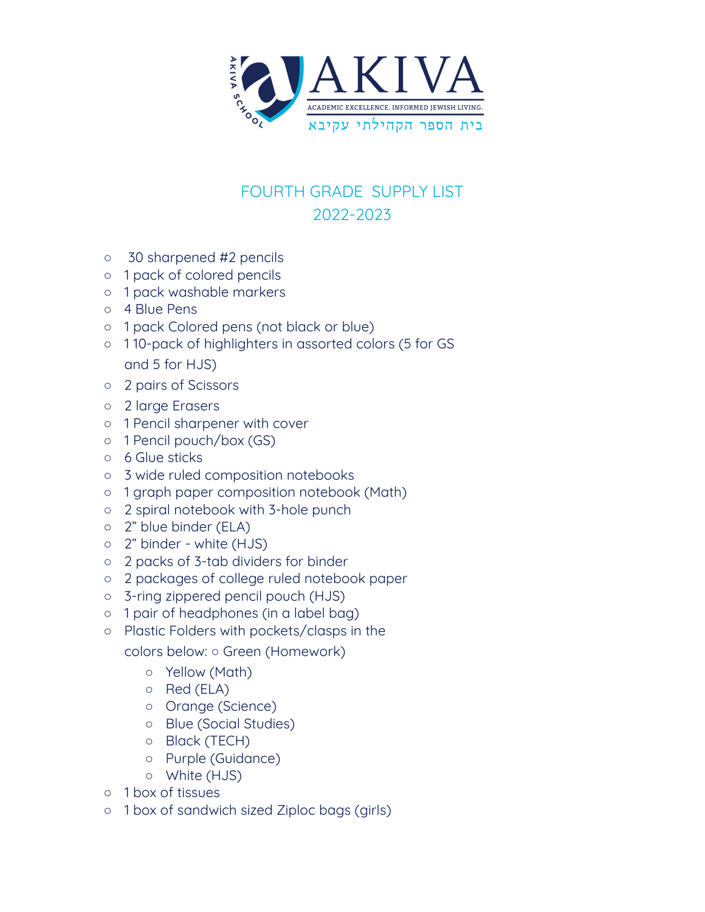AKIVA

ACADEMIC EXCELLENCE. INFORMED JEWISH LIVING.

בית הספר הקהילתי עקיבא

AKIVA SCHOOL

# FOURTH GRADE SUPPLY LIST
## 2022-2023

- 30 sharpened #2 pencils
- 1 pack of colored pencils
- 1 pack washable markers
- 4 Blue Pens
- 1 pack Colored pens (not black or blue)
- 1 10-pack of highlighters in assorted colors (5 for GS and 5 for HJS)
- 2 pairs of Scissors
- 2 large Erasers
- 1 Pencil sharpener with cover
- 1 Pencil pouch/box (GS)
- 6 Glue sticks
- 3 wide ruled composition notebooks
- 1 graph paper composition notebook (Math)
- 2 spiral notebook with 3-hole punch
- 2" blue binder (ELA)
- 2" binder - white (HJS)
- 2 packs of 3-tab dividers for binder
- 2 packages of college ruled notebook paper
- 3-ring zippered pencil pouch (HJS)
- 1 pair of headphones (in a label bag)
- Plastic Folders with pockets/clasps in the colors below: ○ Green (Homework)
  - Yellow (Math)
  - Red (ELA)
  - Orange (Science)
  - Blue (Social Studies)
  - Black (TECH)
  - Purple (Guidance)
  - White (HJS)
- 1 box of tissues
- 1 box of sandwich sized Ziploc bags (girls)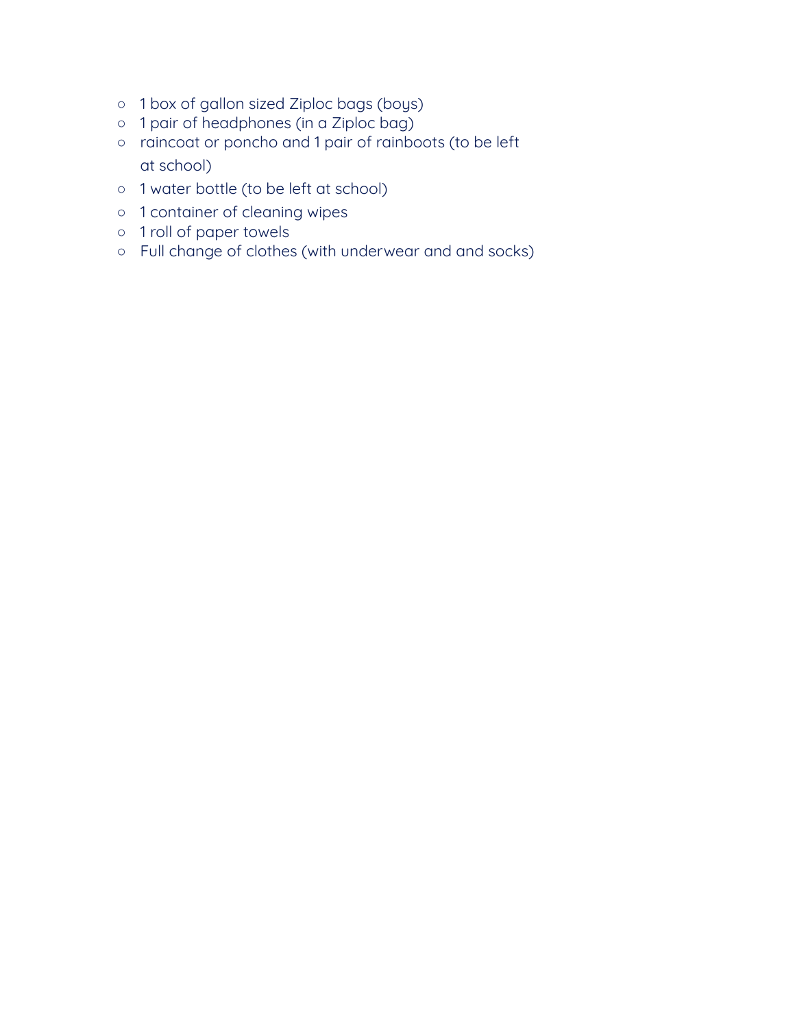- 1 box of gallon sized Ziploc bags (boys)
- 1 pair of headphones (in a Ziploc bag)
- raincoat or poncho and 1 pair of rainboots (to be left at school)
- 1 water bottle (to be left at school)
- 1 container of cleaning wipes
- 1 roll of paper towels
- Full change of clothes (with underwear and and socks)